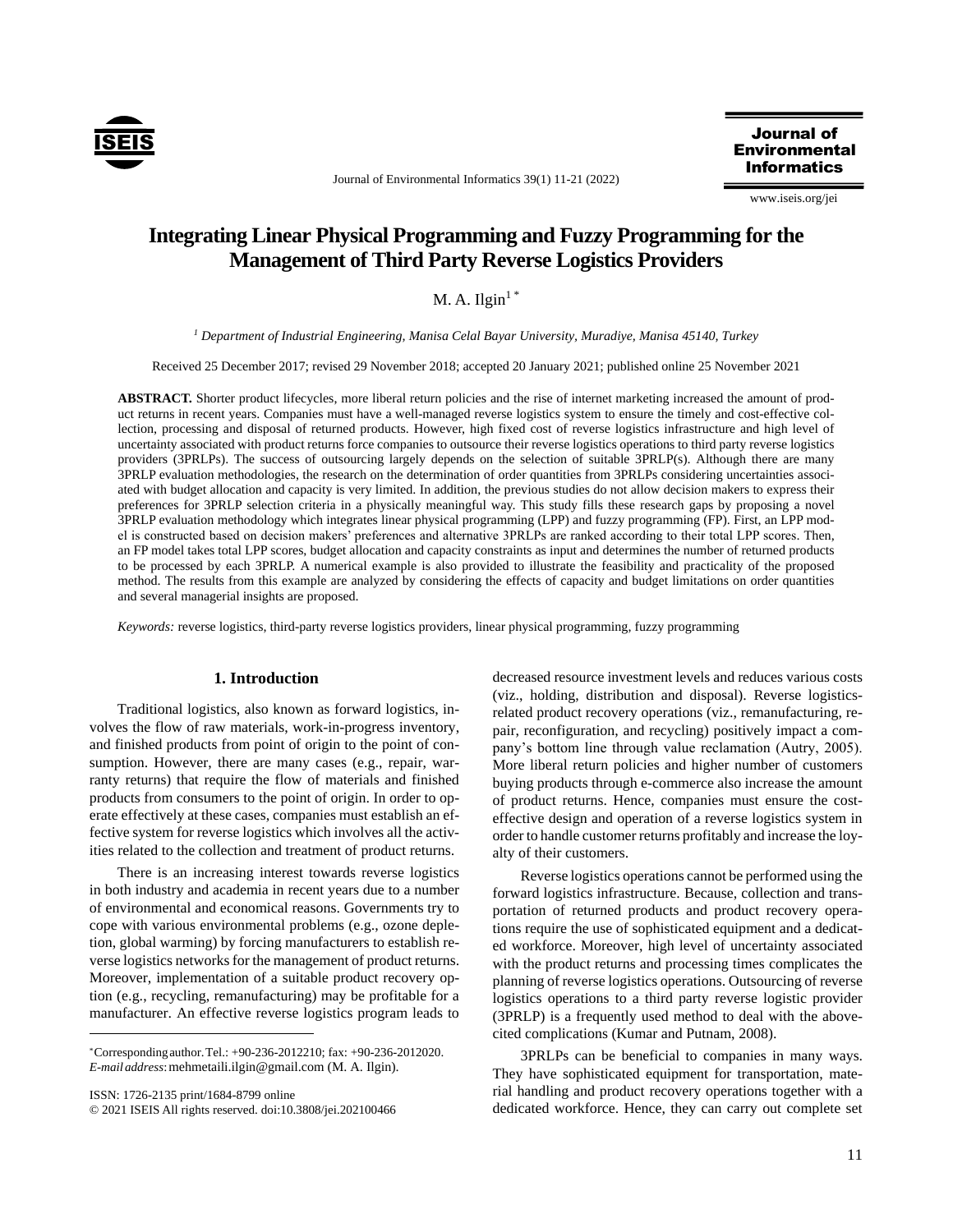# Integrating Linear Physical Programming and Fuzzy Programming for the Management of Third Party Reverse Logistics Providers

M. A. Ilgin[1 *]

[1] *Department of Industrial Engineering, Manisa Celal Bayar University, Muradiye, Manisa 45140, Turkey*

Received 25 December 2017; revised 29 November 2018; accepted 20 January 2021; published online 25 November 2021

**ABSTRACT.** Shorter product lifecycles, more liberal return policies and the rise of internet marketing increased the amount of product returns in recent years. Companies must have a well-managed reverse logistics system to ensure the timely and cost-effective collection, processing and disposal of returned products. However, high fixed cost of reverse logistics infrastructure and high level of uncertainty associated with product returns force companies to outsource their reverse logistics operations to third party reverse logistics providers (3PRLPs). The success of outsourcing largely depends on the selection of suitable 3PRLP(s). Although there are many 3PRLP evaluation methodologies, the research on the determination of order quantities from 3PRLPs considering uncertainties associated with budget allocation and capacity is very limited. In addition, the previous studies do not allow decision makers to express their preferences for 3PRLP selection criteria in a physically meaningful way. This study fills these research gaps by proposing a novel 3PRLP evaluation methodology which integrates linear physical programming (LPP) and fuzzy programming (FP). First, an LPP model is constructed based on decision makers' preferences and alternative 3PRLPs are ranked according to their total LPP scores. Then, an FP model takes total LPP scores, budget allocation and capacity constraints as input and determines the number of returned products to be processed by each 3PRLP. A numerical example is also provided to illustrate the feasibility and practicality of the proposed method. The results from this example are analyzed by considering the effects of capacity and budget limitations on order quantities and several managerial insights are proposed.

*Keywords:* reverse logistics, third-party reverse logistics providers, linear physical programming, fuzzy programming

## 1. Introduction

Traditional logistics, also known as forward logistics, involves the flow of raw materials, work-in-progress inventory, and finished products from point of origin to the point of consumption. However, there are many cases (e.g., repair, warranty returns) that require the flow of materials and finished products from consumers to the point of origin. In order to operate effectively at these cases, companies must establish an effective system for reverse logistics which involves all the activities related to the collection and treatment of product returns.

There is an increasing interest towards reverse logistics in both industry and academia in recent years due to a number of environmental and economical reasons. Governments try to cope with various environmental problems (e.g., ozone depletion, global warming) by forcing manufacturers to establish reverse logistics networks for the management of product returns. Moreover, implementation of a suitable product recovery option (e.g., recycling, remanufacturing) may be profitable for a manufacturer. An effective reverse logistics program leads to decreased resource investment levels and reduces various costs (viz., holding, distribution and disposal). Reverse logistics-related product recovery operations (viz., remanufacturing, repair, reconfiguration, and recycling) positively impact a company's bottom line through value reclamation (Autry, 2005). More liberal return policies and higher number of customers buying products through e-commerce also increase the amount of product returns. Hence, companies must ensure the cost-effective design and operation of a reverse logistics system in order to handle customer returns profitably and increase the loyalty of their customers.

Reverse logistics operations cannot be performed using the forward logistics infrastructure. Because, collection and transportation of returned products and product recovery operations require the use of sophisticated equipment and a dedicated workforce. Moreover, high level of uncertainty associated with the product returns and processing times complicates the planning of reverse logistics operations. Outsourcing of reverse logistics operations to a third party reverse logistic provider (3PRLP) is a frequently used method to deal with the above-cited complications (Kumar and Putnam, 2008).

3PRLPs can be beneficial to companies in many ways. They have sophisticated equipment for transportation, material handling and product recovery operations together with a dedicated workforce. Hence, they can carry out complete set

---

* Corresponding author. Tel.: +90-236-2012210; fax: +90-236-2012020. *E-mail address:* mehmetaili.ilgin@gmail.com (M. A. Ilgin).

ISSN: 1726-2135 print/1684-8799 online

© 2021 ISEIS All rights reserved. doi:10.3808/jei.202100466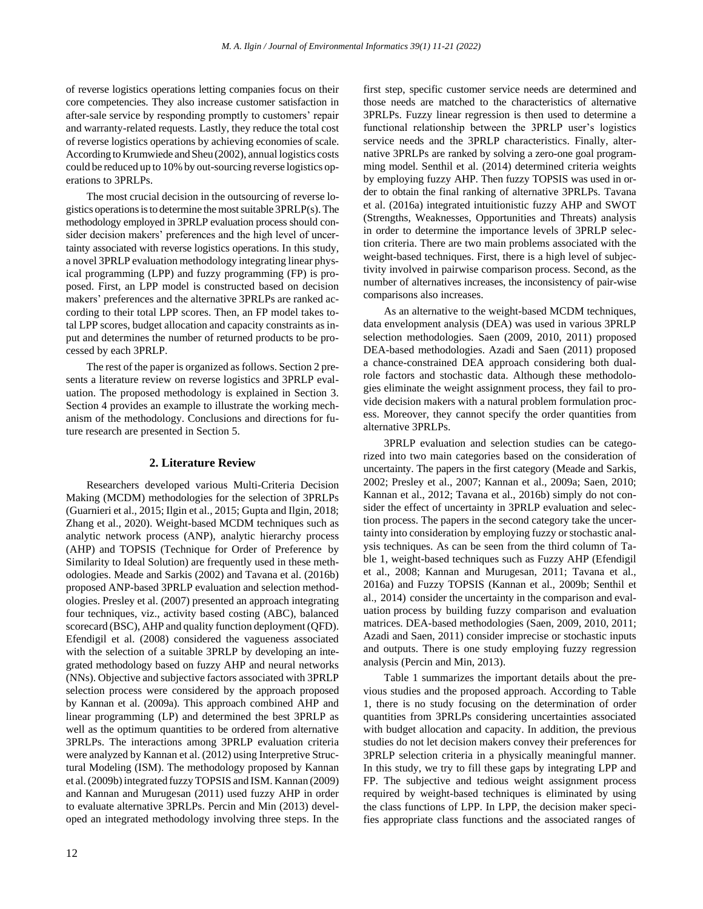of reverse logistics operations letting companies focus on their core competencies. They also increase customer satisfaction in after-sale service by responding promptly to customers' repair and warranty-related requests. Lastly, they reduce the total cost of reverse logistics operations by achieving economies of scale. According to Krumwiede and Sheu (2002), annual logistics costs could be reduced up to 10% by out-sourcing reverse logistics operations to 3PRLPs.

The most crucial decision in the outsourcing of reverse logistics operations is to determine the most suitable 3PRLP(s). The methodology employed in 3PRLP evaluation process should consider decision makers' preferences and the high level of uncertainty associated with reverse logistics operations. In this study, a novel 3PRLP evaluation methodology integrating linear physical programming (LPP) and fuzzy programming (FP) is proposed. First, an LPP model is constructed based on decision makers' preferences and the alternative 3PRLPs are ranked according to their total LPP scores. Then, an FP model takes total LPP scores, budget allocation and capacity constraints as input and determines the number of returned products to be processed by each 3PRLP.

The rest of the paper is organized as follows. Section 2 presents a literature review on reverse logistics and 3PRLP evaluation. The proposed methodology is explained in Section 3. Section 4 provides an example to illustrate the working mechanism of the methodology. Conclusions and directions for future research are presented in Section 5.

## 2. Literature Review

Researchers developed various Multi-Criteria Decision Making (MCDM) methodologies for the selection of 3PRLPs (Guarnieri et al., 2015; Ilgin et al., 2015; Gupta and Ilgin, 2018; Zhang et al., 2020). Weight-based MCDM techniques such as analytic network process (ANP), analytic hierarchy process (AHP) and TOPSIS (Technique for Order of Preference by Similarity to Ideal Solution) are frequently used in these methodologies. Meade and Sarkis (2002) and Tavana et al. (2016b) proposed ANP-based 3PRLP evaluation and selection methodologies. Presley et al. (2007) presented an approach integrating four techniques, viz., activity based costing (ABC), balanced scorecard (BSC), AHP and quality function deployment (QFD). Efendigil et al. (2008) considered the vagueness associated with the selection of a suitable 3PRLP by developing an integrated methodology based on fuzzy AHP and neural networks (NNs). Objective and subjective factors associated with 3PRLP selection process were considered by the approach proposed by Kannan et al. (2009a). This approach combined AHP and linear programming (LP) and determined the best 3PRLP as well as the optimum quantities to be ordered from alternative 3PRLPs. The interactions among 3PRLP evaluation criteria were analyzed by Kannan et al. (2012) using Interpretive Structural Modeling (ISM). The methodology proposed by Kannan et al. (2009b) integrated fuzzy TOPSIS and ISM. Kannan (2009) and Kannan and Murugesan (2011) used fuzzy AHP in order to evaluate alternative 3PRLPs. Percin and Min (2013) developed an integrated methodology involving three steps. In the first step, specific customer service needs are determined and those needs are matched to the characteristics of alternative 3PRLPs. Fuzzy linear regression is then used to determine a functional relationship between the 3PRLP user's logistics service needs and the 3PRLP characteristics. Finally, alternative 3PRLPs are ranked by solving a zero-one goal programming model. Senthil et al. (2014) determined criteria weights by employing fuzzy AHP. Then fuzzy TOPSIS was used in order to obtain the final ranking of alternative 3PRLPs. Tavana et al. (2016a) integrated intuitionistic fuzzy AHP and SWOT (Strengths, Weaknesses, Opportunities and Threats) analysis in order to determine the importance levels of 3PRLP selection criteria. There are two main problems associated with the weight-based techniques. First, there is a high level of subjectivity involved in pairwise comparison process. Second, as the number of alternatives increases, the inconsistency of pair-wise comparisons also increases.

As an alternative to the weight-based MCDM techniques, data envelopment analysis (DEA) was used in various 3PRLP selection methodologies. Saen (2009, 2010, 2011) proposed DEA-based methodologies. Azadi and Saen (2011) proposed a chance-constrained DEA approach considering both dual-role factors and stochastic data. Although these methodologies eliminate the weight assignment process, they fail to provide decision makers with a natural problem formulation process. Moreover, they cannot specify the order quantities from alternative 3PRLPs.

3PRLP evaluation and selection studies can be categorized into two main categories based on the consideration of uncertainty. The papers in the first category (Meade and Sarkis, 2002; Presley et al., 2007; Kannan et al., 2009a; Saen, 2010; Kannan et al., 2012; Tavana et al., 2016b) simply do not consider the effect of uncertainty in 3PRLP evaluation and selection process. The papers in the second category take the uncertainty into consideration by employing fuzzy or stochastic analysis techniques. As can be seen from the third column of Table 1, weight-based techniques such as Fuzzy AHP (Efendigil et al., 2008; Kannan and Murugesan, 2011; Tavana et al., 2016a) and Fuzzy TOPSIS (Kannan et al., 2009b; Senthil et al., 2014) consider the uncertainty in the comparison and evaluation process by building fuzzy comparison and evaluation matrices. DEA-based methodologies (Saen, 2009, 2010, 2011; Azadi and Saen, 2011) consider imprecise or stochastic inputs and outputs. There is one study employing fuzzy regression analysis (Percin and Min, 2013).

Table 1 summarizes the important details about the previous studies and the proposed approach. According to Table 1, there is no study focusing on the determination of order quantities from 3PRLPs considering uncertainties associated with budget allocation and capacity. In addition, the previous studies do not let decision makers convey their preferences for 3PRLP selection criteria in a physically meaningful manner. In this study, we try to fill these gaps by integrating LPP and FP. The subjective and tedious weight assignment process required by weight-based techniques is eliminated by using the class functions of LPP. In LPP, the decision maker specifies appropriate class functions and the associated ranges of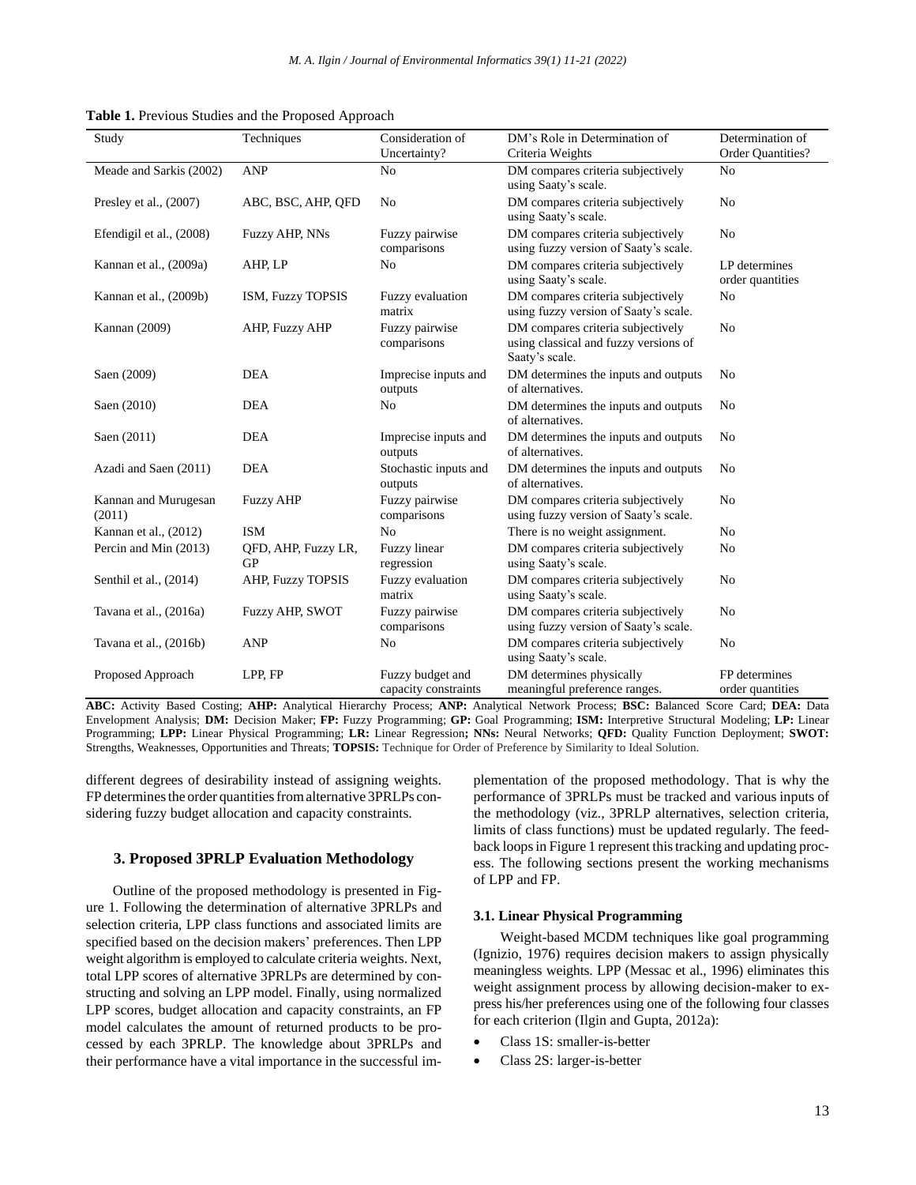**Table 1.** Previous Studies and the Proposed Approach

| Study | Techniques | Consideration of Uncertainty? | DM's Role in Determination of Criteria Weights | Determination of Order Quantities? |
|---|---|---|---|---|
| Meade and Sarkis (2002) | ANP | No | DM compares criteria subjectively using Saaty's scale. | No |
| Presley et al., (2007) | ABC, BSC, AHP, QFD | No | DM compares criteria subjectively using Saaty's scale. | No |
| Efendigil et al., (2008) | Fuzzy AHP, NNs | Fuzzy pairwise comparisons | DM compares criteria subjectively using fuzzy version of Saaty's scale. | No |
| Kannan et al., (2009a) | AHP, LP | No | DM compares criteria subjectively using Saaty's scale. | LP determines order quantities |
| Kannan et al., (2009b) | ISM, Fuzzy TOPSIS | Fuzzy evaluation matrix | DM compares criteria subjectively using fuzzy version of Saaty's scale. | No |
| Kannan (2009) | AHP, Fuzzy AHP | Fuzzy pairwise comparisons | DM compares criteria subjectively using classical and fuzzy versions of Saaty's scale. | No |
| Saen (2009) | DEA | Imprecise inputs and outputs | DM determines the inputs and outputs of alternatives. | No |
| Saen (2010) | DEA | No | DM determines the inputs and outputs of alternatives. | No |
| Saen (2011) | DEA | Imprecise inputs and outputs | DM determines the inputs and outputs of alternatives. | No |
| Azadi and Saen (2011) | DEA | Stochastic inputs and outputs | DM determines the inputs and outputs of alternatives. | No |
| Kannan and Murugesan (2011) | Fuzzy AHP | Fuzzy pairwise comparisons | DM compares criteria subjectively using fuzzy version of Saaty's scale. | No |
| Kannan et al., (2012) | ISM | No | There is no weight assignment. | No |
| Percin and Min (2013) | QFD, AHP, Fuzzy LR, GP | Fuzzy linear regression | DM compares criteria subjectively using Saaty's scale. | No |
| Senthil et al., (2014) | AHP, Fuzzy TOPSIS | Fuzzy evaluation matrix | DM compares criteria subjectively using Saaty's scale. | No |
| Tavana et al., (2016a) | Fuzzy AHP, SWOT | Fuzzy pairwise comparisons | DM compares criteria subjectively using fuzzy version of Saaty's scale. | No |
| Tavana et al., (2016b) | ANP | No | DM compares criteria subjectively using Saaty's scale. | No |
| Proposed Approach | LPP, FP | Fuzzy budget and capacity constraints | DM determines physically meaningful preference ranges. | FP determines order quantities |

**ABC:** Activity Based Costing; **AHP:** Analytical Hierarchy Process; **ANP:** Analytical Network Process; **BSC:** Balanced Score Card; **DEA:** Data Envelopment Analysis; **DM:** Decision Maker; **FP:** Fuzzy Programming; **GP:** Goal Programming; **ISM:** Interpretive Structural Modeling; **LP:** Linear Programming; **LPP:** Linear Physical Programming; **LR:** Linear Regression**; NNs:** Neural Networks; **QFD:** Quality Function Deployment; **SWOT:** Strengths, Weaknesses, Opportunities and Threats; **TOPSIS:** Technique for Order of Preference by Similarity to Ideal Solution.

different degrees of desirability instead of assigning weights. FP determines the order quantities from alternative 3PRLPs considering fuzzy budget allocation and capacity constraints.

## 3. Proposed 3PRLP Evaluation Methodology

Outline of the proposed methodology is presented in Figure 1. Following the determination of alternative 3PRLPs and selection criteria, LPP class functions and associated limits are specified based on the decision makers' preferences. Then LPP weight algorithm is employed to calculate criteria weights. Next, total LPP scores of alternative 3PRLPs are determined by constructing and solving an LPP model. Finally, using normalized LPP scores, budget allocation and capacity constraints, an FP model calculates the amount of returned products to be processed by each 3PRLP. The knowledge about 3PRLPs and their performance have a vital importance in the successful implementation of the proposed methodology. That is why the performance of 3PRLPs must be tracked and various inputs of the methodology (viz., 3PRLP alternatives, selection criteria, limits of class functions) must be updated regularly. The feedback loops in Figure 1 represent this tracking and updating process. The following sections present the working mechanisms of LPP and FP.

### 3.1. Linear Physical Programming

Weight-based MCDM techniques like goal programming (Ignizio, 1976) requires decision makers to assign physically meaningless weights. LPP (Messac et al., 1996) eliminates this weight assignment process by allowing decision-maker to express his/her preferences using one of the following four classes for each criterion (Ilgin and Gupta, 2012a):

- Class 1S: smaller-is-better
- Class 2S: larger-is-better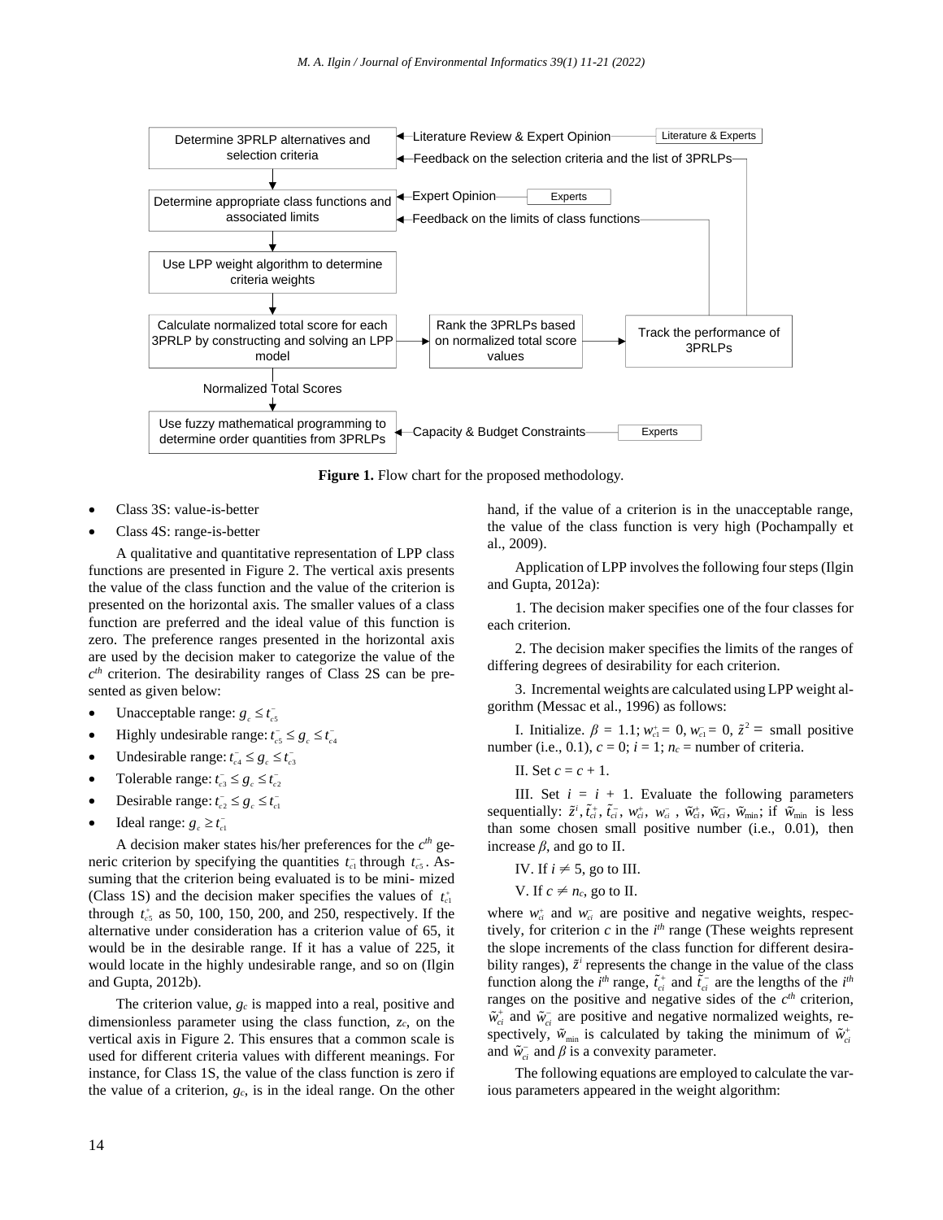Figure 1. Flow chart for the proposed methodology.

- Class 3S: value-is-better
- Class 4S: range-is-better

A qualitative and quantitative representation of LPP class functions are presented in Figure 2. The vertical axis presents the value of the class function and the value of the criterion is presented on the horizontal axis. The smaller values of a class function are preferred and the ideal value of this function is zero. The preference ranges presented in the horizontal axis are used by the decision maker to categorize the value of the $c^{th}$ criterion. The desirability ranges of Class 2S can be presented as given below:

- Unacceptable range: $g_c \leq t_{c5}^-$
- Highly undesirable range: $t_{c5}^- \leq g_c \leq t_{c4}^-$
- Undesirable range: $t_{c4}^- \leq g_c \leq t_{c3}^-$
- Tolerable range: $t_{c3}^- \leq g_c \leq t_{c2}^-$
- Desirable range: $t_{c2}^- \leq g_c \leq t_{c1}^-$
- Ideal range: $g_c \geq t_{c1}^-$

A decision maker states his/her preferences for the $c^{th}$ generic criterion by specifying the quantities $t_{c1}^-$ through $t_{c5}^-$. Assuming that the criterion being evaluated is to be mini- mized (Class 1S) and the decision maker specifies the values of $t_{c1}^+$ through $t_{c5}^+$ as 50, 100, 150, 200, and 250, respectively. If the alternative under consideration has a criterion value of 65, it would be in the desirable range. If it has a value of 225, it would locate in the highly undesirable range, and so on (Ilgin and Gupta, 2012b).

The criterion value, $g_c$ is mapped into a real, positive and dimensionless parameter using the class function, $z_c$, on the vertical axis in Figure 2. This ensures that a common scale is used for different criteria values with different meanings. For instance, for Class 1S, the value of the class function is zero if the value of a criterion, $g_c$, is in the ideal range. On the other hand, if the value of a criterion is in the unacceptable range, the value of the class function is very high (Pochampally et al., 2009).

Application of LPP involves the following four steps (Ilgin and Gupta, 2012a):

1. The decision maker specifies one of the four classes for each criterion.

2. The decision maker specifies the limits of the ranges of differing degrees of desirability for each criterion.

3. Incremental weights are calculated using LPP weight algorithm (Messac et al., 1996) as follows:

I. Initialize. $\beta = 1.1$; $w_{c1}^+ = 0$, $w_{c1}^- = 0$, $\tilde{z}^2 =$ small positive number (i.e., 0.1), $c = 0$; $i = 1$; $n_c$ = number of criteria.

II. Set $c = c + 1$.

III. Set $i = i + 1$. Evaluate the following parameters sequentially: $\tilde{z}^i$, $\tilde{t}_{ci}^+$, $\tilde{t}_{ci}^-$, $w_{ci}^+$, $w_{ci}^-$, $\tilde{w}_{ci}^+$, $\tilde{w}_{ci}^-$, $\tilde{w}_{\min}$; if $\tilde{w}_{\min}$ is less than some chosen small positive number (i.e., 0.01), then increase $\beta$, and go to II.

IV. If $i \neq 5$, go to III.

V. If $c \neq n_c$, go to II.

where $w_{ci}^+$ and $w_{ci}^-$ are positive and negative weights, respectively, for criterion $c$ in the $i^{th}$ range (These weights represent the slope increments of the class function for different desirability ranges), $\tilde{z}^i$ represents the change in the value of the class function along the $i^{th}$ range, $\tilde{t}_{ci}^+$ and $\tilde{t}_{ci}^-$ are the lengths of the $i^{th}$ ranges on the positive and negative sides of the $c^{th}$ criterion, $\tilde{w}_{ci}^+$ and $\tilde{w}_{ci}^-$ are positive and negative normalized weights, respectively, $\tilde{w}_{\min}$ is calculated by taking the minimum of $\tilde{w}_{ci}^+$ and $\tilde{w}_{ci}^-$ and $\beta$ is a convexity parameter.

The following equations are employed to calculate the various parameters appeared in the weight algorithm: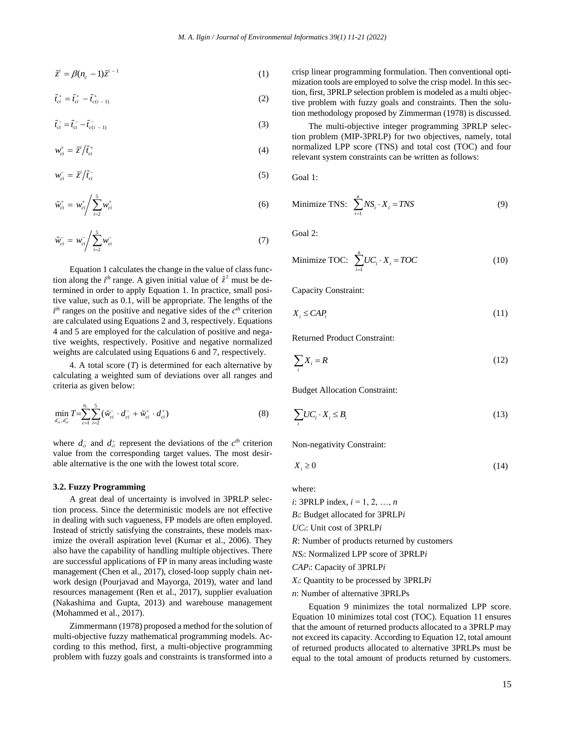$$\tilde{z}^i = \beta(n_c - 1)\tilde{z}^{i-1} \tag{1}$$

$$\tilde{t}^+_{ci} = \tilde{t}^+_{ci} - \tilde{t}^+_{c(i-1)} \tag{2}$$

$$\tilde{t}^-_{ci} = \tilde{t}^-_{ci} - \tilde{t}^-_{c(i-1)} \tag{3}$$

$$w^+_{ci} = \tilde{z}^i / \tilde{t}^+_{ci} \tag{4}$$

$$w^-_{ci} = \tilde{z}^i / \tilde{t}^-_{ci} \tag{5}$$

$$\tilde{w}^+_{ci} = w^+_{ci} \Big/ \sum_{i=2}^{5} w^+_{ci} \tag{6}$$

$$\tilde{w}^-_{ci} = w^-_{ci} \Big/ \sum_{i=2}^{5} w^-_{ci} \tag{7}$$

Equation 1 calculates the change in the value of class function along the $i^{th}$ range. A given initial value of $\tilde{z}^2$ must be determined in order to apply Equation 1. In practice, small positive value, such as 0.1, will be appropriate. The lengths of the $i^{th}$ ranges on the positive and negative sides of the $c^{th}$ criterion are calculated using Equations 2 and 3, respectively. Equations 4 and 5 are employed for the calculation of positive and negative weights, respectively. Positive and negative normalized weights are calculated using Equations 6 and 7, respectively.

4. A total score ($T$) is determined for each alternative by calculating a weighted sum of deviations over all ranges and criteria as given below:

$$\min_{d^-_{ci}, d^+_{ci}} T = \sum_{c=1}^{n_c} \sum_{i=2}^{5} (\tilde{w}^-_{ci} \cdot d^-_{ci} + \tilde{w}^+_{ci} \cdot d^+_{ci}) \tag{8}$$

where $d^-_{ci}$ and $d^+_{ci}$ represent the deviations of the $c^{th}$ criterion value from the corresponding target values. The most desirable alternative is the one with the lowest total score.

### 3.2. Fuzzy Programming

A great deal of uncertainty is involved in 3PRLP selection process. Since the deterministic models are not effective in dealing with such vagueness, FP models are often employed. Instead of strictly satisfying the constraints, these models maximize the overall aspiration level (Kumar et al., 2006). They also have the capability of handling multiple objectives. There are successful applications of FP in many areas including waste management (Chen et al., 2017), closed-loop supply chain network design (Pourjavad and Mayorga, 2019), water and land resources management (Ren et al., 2017), supplier evaluation (Nakashima and Gupta, 2013) and warehouse management (Mohammed et al., 2017).

Zimmermann (1978) proposed a method for the solution of multi-objective fuzzy mathematical programming models. According to this method, first, a multi-objective programming problem with fuzzy goals and constraints is transformed into a crisp linear programming formulation. Then conventional optimization tools are employed to solve the crisp model. In this section, first, 3PRLP selection problem is modeled as a multi objective problem with fuzzy goals and constraints. Then the solution methodology proposed by Zimmerman (1978) is discussed.

The multi-objective integer programming 3PRLP selection problem (MIP-3PRLP) for two objectives, namely, total normalized LPP score (TNS) and total cost (TOC) and four relevant system constraints can be written as follows:

Goal 1:

$$\text{Minimize TNS:} \quad \sum_{i=1}^{n} NS_i \cdot X_i = TNS \tag{9}$$

Goal 2:

$$\text{Minimize TOC:} \quad \sum_{i=1}^{n} UC_i \cdot X_i = TOC \tag{10}$$

Capacity Constraint:

$$X_i \leq CAP_i \tag{11}$$

Returned Product Constraint:

$$\sum_i X_i = R \tag{12}$$

Budget Allocation Constraint:

$$\sum_i UC_i \cdot X_i \leq B_i \tag{13}$$

Non-negativity Constraint:

$$X_i \geq 0 \tag{14}$$

where:

$i$: 3PRLP index, $i = 1, 2, \ldots, n$

$B_i$: Budget allocated for 3PRLP$i$

$UC_i$: Unit cost of 3PRLP$i$

$R$: Number of products returned by customers

$NS_i$: Normalized LPP score of 3PRLP$i$

$CAP_i$: Capacity of 3PRLP$i$

$X_i$: Quantity to be processed by 3PRLP$i$

$n$: Number of alternative 3PRLPs

Equation 9 minimizes the total normalized LPP score. Equation 10 minimizes total cost (TOC). Equation 11 ensures that the amount of returned products allocated to a 3PRLP may not exceed its capacity. According to Equation 12, total amount of returned products allocated to alternative 3PRLPs must be equal to the total amount of products returned by customers.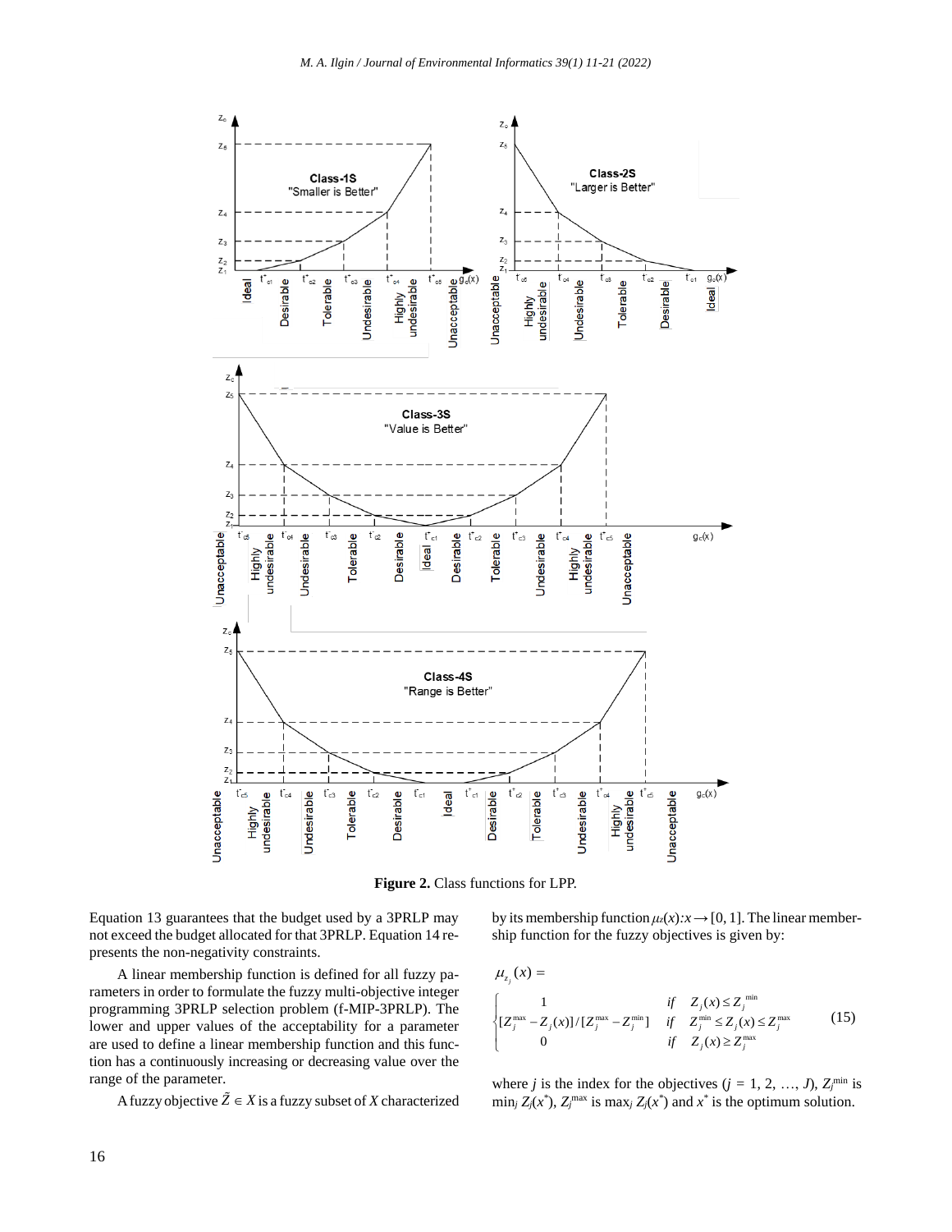**Figure 2.** Class functions for LPP.

Equation 13 guarantees that the budget used by a 3PRLP may not exceed the budget allocated for that 3PRLP. Equation 14 represents the non-negativity constraints.

A linear membership function is defined for all fuzzy parameters in order to formulate the fuzzy multi-objective integer programming 3PRLP selection problem (f-MIP-3PRLP). The lower and upper values of the acceptability for a parameter are used to define a linear membership function and this function has a continuously increasing or decreasing value over the range of the parameter.

A fuzzy objective $\tilde{Z} \in X$ is a fuzzy subset of $X$ characterized by its membership function $\mu_{\tilde{z}}(x)\text{:}x \rightarrow [0, 1]$. The linear membership function for the fuzzy objectives is given by:

$$\mu_{z_j}(x) = \begin{cases} 1 & if \quad Z_j(x) \leq Z_j^{\min} \\ [Z_j^{\max} - Z_j(x)]/[Z_j^{\max} - Z_j^{\min}] & if \quad Z_j^{\min} \leq Z_j(x) \leq Z_j^{\max} \\ 0 & if \quad Z_j(x) \geq Z_j^{\max} \end{cases} \tag{15}$$

where $j$ is the index for the objectives ($j$ = 1, 2, …, $J$), $Z_j^{\min}$ is $\min_j Z_j(x^*)$, $Z_j^{\max}$ is $\max_j Z_j(x^*)$ and $x^*$ is the optimum solution.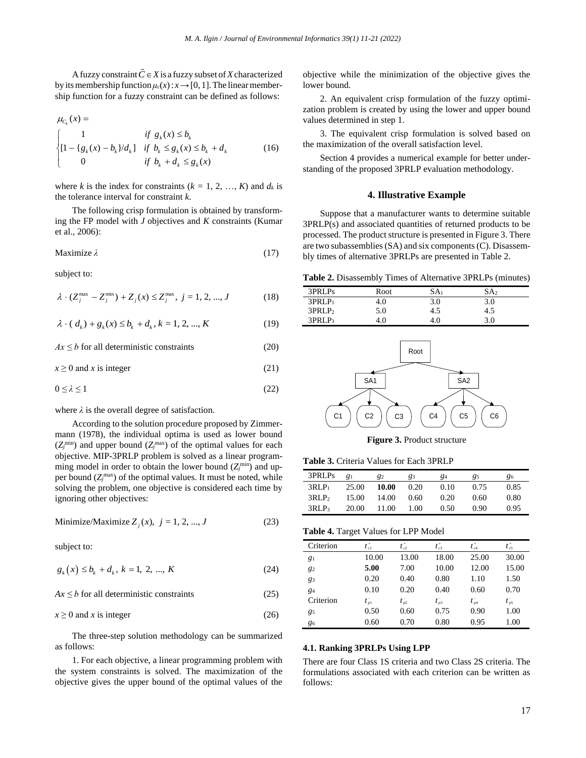A fuzzy constraint $\tilde{C} \in X$ is a fuzzy subset of $X$ characterized by its membership function $\mu_C(x): x \rightarrow [0, 1]$. The linear membership function for a fuzzy constraint can be defined as follows:

$$\mu_{C_k}(x) = \begin{cases} 1 & \text{if } g_k(x) \le b_k \\ [1 - \{g_k(x) - b_k\}/d_k] & \text{if } b_k \le g_k(x) \le b_k + d_k \\ 0 & \text{if } b_k + d_k \le g_k(x) \end{cases} \tag{16}$$

where $k$ is the index for constraints ($k$ = 1, 2, …, $K$) and $d_k$ is the tolerance interval for constraint $k$.

The following crisp formulation is obtained by transforming the FP model with $J$ objectives and $K$ constraints (Kumar et al., 2006):

$$\text{Maximize } \lambda \tag{17}$$

subject to:

$$\lambda \cdot (Z_j^{\max} - Z_j^{\min}) + Z_j(x) \le Z_j^{\max},\ j = 1, 2, ..., J \tag{18}$$

$$\lambda \cdot (d_k) + g_k(x) \le b_k + d_k,\ k = 1, 2, ..., K \tag{19}$$

$$Ax \le b \text{ for all deterministic constraints} \tag{20}$$

$$x \ge 0 \text{ and } x \text{ is integer} \tag{21}$$

$$0 \le \lambda \le 1 \tag{22}$$

where $\lambda$ is the overall degree of satisfaction.

According to the solution procedure proposed by Zimmermann (1978), the individual optima is used as lower bound ($Z_j^{\min}$) and upper bound ($Z_j^{\max}$) of the optimal values for each objective. MIP-3PRLP problem is solved as a linear programming model in order to obtain the lower bound ($Z_j^{\min}$) and upper bound ($Z_j^{\max}$) of the optimal values. It must be noted, while solving the problem, one objective is considered each time by ignoring other objectives:

$$\text{Minimize/Maximize } Z_j(x),\ j = 1, 2, ..., J \tag{23}$$

subject to:

$$g_k(x) \le b_k + d_k,\ k = 1, 2, ..., K \tag{24}$$

$$Ax \le b \text{ for all deterministic constraints} \tag{25}$$

$$x \ge 0 \text{ and } x \text{ is integer} \tag{26}$$

The three-step solution methodology can be summarized as follows:

1. For each objective, a linear programming problem with the system constraints is solved. The maximization of the objective gives the upper bound of the optimal values of the objective while the minimization of the objective gives the lower bound.

2. An equivalent crisp formulation of the fuzzy optimization problem is created by using the lower and upper bound values determined in step 1.

3. The equivalent crisp formulation is solved based on the maximization of the overall satisfaction level.

Section 4 provides a numerical example for better understanding of the proposed 3PRLP evaluation methodology.

## 4. Illustrative Example

Suppose that a manufacturer wants to determine suitable 3PRLP(s) and associated quantities of returned products to be processed. The product structure is presented in Figure 3. There are two subassemblies (SA) and six components (C). Disassembly times of alternative 3PRLPs are presented in Table 2.

**Table 2.** Disassembly Times of Alternative 3PRLPs (minutes)

| 3PRLPs | Root | $SA_1$ | $SA_2$ |
|---|---|---|---|
| $3PRLP_1$ | 4.0 | 3.0 | 3.0 |
| $3PRLP_2$ | 5.0 | 4.5 | 4.5 |
| $3PRLP_3$ | 4.0 | 4.0 | 3.0 |

**Figure 3.** Product structure

**Table 3.** Criteria Values for Each 3PRLP

| 3PRLPs | $g_1$ | $g_2$ | $g_3$ | $g_4$ | $g_5$ | $g_6$ |
|---|---|---|---|---|---|---|
| $3RLP_1$ | 25.00 | **10.00** | 0.20 | 0.10 | 0.75 | 0.85 |
| $3RLP_2$ | 15.00 | 14.00 | 0.60 | 0.20 | 0.60 | 0.80 |
| $3RLP_3$ | 20.00 | 11.00 | 1.00 | 0.50 | 0.90 | 0.95 |

**Table 4.** Target Values for LPP Model

| Criterion | $t_{c1}^{+}$ | $t_{c2}^{+}$ | $t_{c3}^{+}$ | $t_{c4}^{+}$ | $t_{c5}^{+}$ |
|---|---|---|---|---|---|
| $g_1$ | 10.00 | 13.00 | 18.00 | 25.00 | 30.00 |
| $g_2$ | **5.00** | 7.00 | 10.00 | 12.00 | 15.00 |
| $g_3$ | 0.20 | 0.40 | 0.80 | 1.10 | 1.50 |
| $g_4$ | 0.10 | 0.20 | 0.40 | 0.60 | 0.70 |
| Criterion | $t_{p1}^{-}$ | $t_{p2}^{-}$ | $t_{p3}^{-}$ | $t_{p4}^{-}$ | $t_{p5}^{-}$ |
| $g_5$ | 0.50 | 0.60 | 0.75 | 0.90 | 1.00 |
| $g_6$ | 0.60 | 0.70 | 0.80 | 0.95 | 1.00 |

### 4.1. Ranking 3PRLPs Using LPP

There are four Class 1S criteria and two Class 2S criteria. The formulations associated with each criterion can be written as follows: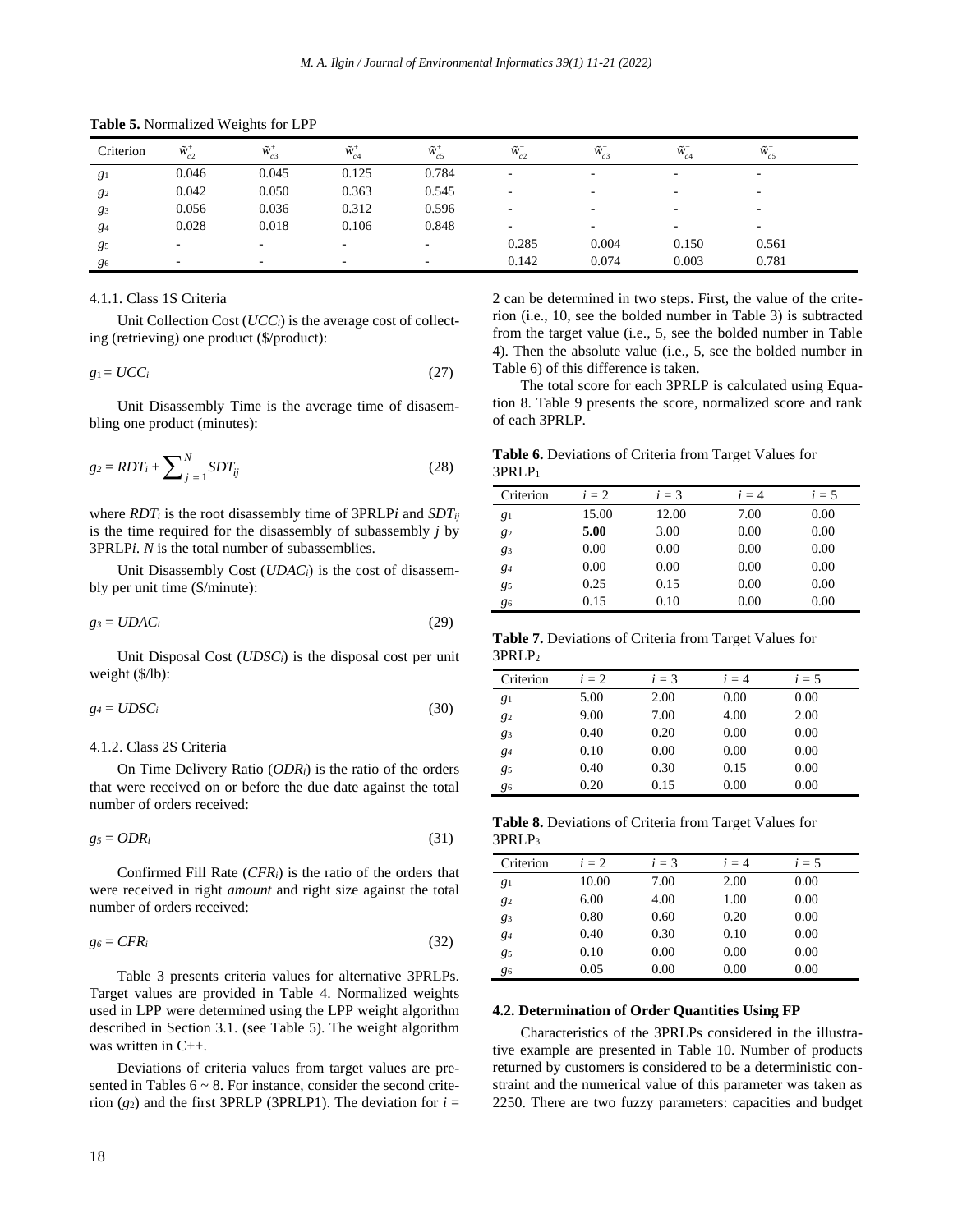**Table 5.** Normalized Weights for LPP

| Criterion | $\tilde{w}^+_{c2}$ | $\tilde{w}^+_{c3}$ | $\tilde{w}^+_{c4}$ | $\tilde{w}^+_{c5}$ | $\tilde{w}^-_{c2}$ | $\tilde{w}^-_{c3}$ | $\tilde{w}^-_{c4}$ | $\tilde{w}^-_{c5}$ |
|---|---|---|---|---|---|---|---|---|
| $g_1$ | 0.046 | 0.045 | 0.125 | 0.784 | - | - | - | - |
| $g_2$ | 0.042 | 0.050 | 0.363 | 0.545 | - | - | - | - |
| $g_3$ | 0.056 | 0.036 | 0.312 | 0.596 | - | - | - | - |
| $g_4$ | 0.028 | 0.018 | 0.106 | 0.848 | - | - | - | - |
| $g_5$ | - | - | - | - | 0.285 | 0.004 | 0.150 | 0.561 |
| $g_6$ | - | - | - | - | 0.142 | 0.074 | 0.003 | 0.781 |

#### 4.1.1. Class 1S Criteria

Unit Collection Cost ($UCC_i$) is the average cost of collecting (retrieving) one product (\$/product):

$$g_1 = UCC_i \tag{27}$$

Unit Disassembly Time is the average time of disassembling one product (minutes):

$$g_2 = RDT_i + \sum_{j=1}^{N} SDT_{ij} \tag{28}$$

where $RDT_i$ is the root disassembly time of 3PRLP$i$ and $SDT_{ij}$ is the time required for the disassembly of subassembly $j$ by 3PRLP$i$. $N$ is the total number of subassemblies.

Unit Disassembly Cost ($UDAC_i$) is the cost of disassembly per unit time (\$/minute):

$$g_3 = UDAC_i \tag{29}$$

Unit Disposal Cost ($UDSC_i$) is the disposal cost per unit weight (\$/lb):

$$g_4 = UDSC_i \tag{30}$$

#### 4.1.2. Class 2S Criteria

On Time Delivery Ratio ($ODR_i$) is the ratio of the orders that were received on or before the due date against the total number of orders received:

$$g_5 = ODR_i \tag{31}$$

Confirmed Fill Rate ($CFR_i$) is the ratio of the orders that were received in right *amount* and right size against the total number of orders received:

$$g_6 = CFR_i \tag{32}$$

Table 3 presents criteria values for alternative 3PRLPs. Target values are provided in Table 4. Normalized weights used in LPP were determined using the LPP weight algorithm described in Section 3.1. (see Table 5). The weight algorithm was written in C++.

Deviations of criteria values from target values are presented in Tables 6 ~ 8. For instance, consider the second criterion ($g_2$) and the first 3PRLP (3PRLP1). The deviation for $i$ = 2 can be determined in two steps. First, the value of the criterion (i.e., 10, see the bolded number in Table 3) is subtracted from the target value (i.e., 5, see the bolded number in Table 4). Then the absolute value (i.e., 5, see the bolded number in Table 6) of this difference is taken.

The total score for each 3PRLP is calculated using Equation 8. Table 9 presents the score, normalized score and rank of each 3PRLP.

**Table 6.** Deviations of Criteria from Target Values for 3PRLP$_1$

| Criterion | $i = 2$ | $i = 3$ | $i = 4$ | $i = 5$ |
|---|---|---|---|---|
| $g_1$ | 15.00 | 12.00 | 7.00 | 0.00 |
| $g_2$ | **5.00** | 3.00 | 0.00 | 0.00 |
| $g_3$ | 0.00 | 0.00 | 0.00 | 0.00 |
| $g_4$ | 0.00 | 0.00 | 0.00 | 0.00 |
| $g_5$ | 0.25 | 0.15 | 0.00 | 0.00 |
| $g_6$ | 0.15 | 0.10 | 0.00 | 0.00 |

**Table 7.** Deviations of Criteria from Target Values for 3PRLP$_2$

| Criterion | $i = 2$ | $i = 3$ | $i = 4$ | $i = 5$ |
|---|---|---|---|---|
| $g_1$ | 5.00 | 2.00 | 0.00 | 0.00 |
| $g_2$ | 9.00 | 7.00 | 4.00 | 2.00 |
| $g_3$ | 0.40 | 0.20 | 0.00 | 0.00 |
| $g_4$ | 0.10 | 0.00 | 0.00 | 0.00 |
| $g_5$ | 0.40 | 0.30 | 0.15 | 0.00 |
| $g_6$ | 0.20 | 0.15 | 0.00 | 0.00 |

**Table 8.** Deviations of Criteria from Target Values for 3PRLP$_3$

| Criterion | $i = 2$ | $i = 3$ | $i = 4$ | $i = 5$ |
|---|---|---|---|---|
| $g_1$ | 10.00 | 7.00 | 2.00 | 0.00 |
| $g_2$ | 6.00 | 4.00 | 1.00 | 0.00 |
| $g_3$ | 0.80 | 0.60 | 0.20 | 0.00 |
| $g_4$ | 0.40 | 0.30 | 0.10 | 0.00 |
| $g_5$ | 0.10 | 0.00 | 0.00 | 0.00 |
| $g_6$ | 0.05 | 0.00 | 0.00 | 0.00 |

### 4.2. Determination of Order Quantities Using FP

Characteristics of the 3PRLPs considered in the illustrative example are presented in Table 10. Number of products returned by customers is considered to be a deterministic constraint and the numerical value of this parameter was taken as 2250. There are two fuzzy parameters: capacities and budget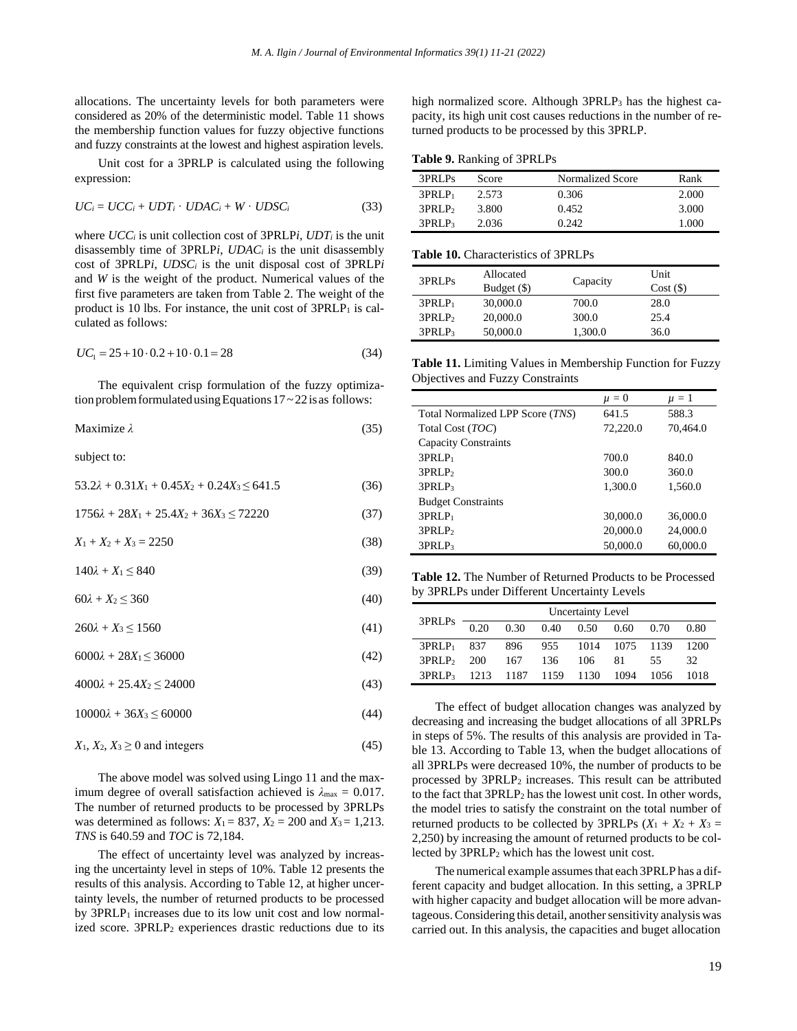allocations. The uncertainty levels for both parameters were considered as 20% of the deterministic model. Table 11 shows the membership function values for fuzzy objective functions and fuzzy constraints at the lowest and highest aspiration levels.

Unit cost for a 3PRLP is calculated using the following expression:

$$UC_i = UCC_i + UDT_i \cdot UDAC_i + W \cdot UDSC_i \tag{33}$$

where $UCC_i$ is unit collection cost of 3PRLP$i$, $UDT_i$ is the unit disassembly time of 3PRLP$i$, $UDAC_i$ is the unit disassembly cost of 3PRLP$i$, $UDSC_i$ is the unit disposal cost of 3PRLP$i$ and $W$ is the weight of the product. Numerical values of the first five parameters are taken from Table 2. The weight of the product is 10 lbs. For instance, the unit cost of $3PRLP_1$ is calculated as follows:

$$UC_1 = 25 + 10 \cdot 0.2 + 10 \cdot 0.1 = 28 \tag{34}$$

The equivalent crisp formulation of the fuzzy optimization problem formulated using Equations 17 ~ 22 is as follows:

$$\text{Maximize } \lambda \tag{35}$$

subject to:

$$53.2\lambda + 0.31X_1 + 0.45X_2 + 0.24X_3 \leq 641.5 \tag{36}$$

$$1756\lambda + 28X_1 + 25.4X_2 + 36X_3 \leq 72220 \tag{37}$$

$$X_1 + X_2 + X_3 = 2250 \tag{38}$$

$$140\lambda + X_1 \leq 840 \tag{39}$$

$$60\lambda + X_2 \leq 360 \tag{40}$$

$$260\lambda + X_3 \leq 1560 \tag{41}$$

$$6000\lambda + 28X_1 \leq 36000 \tag{42}$$

$$4000\lambda + 25.4X_2 \leq 24000 \tag{43}$$

$$10000\lambda + 36X_3 \leq 60000 \tag{44}$$

$$X_1, X_2, X_3 \geq 0 \text{ and integers} \tag{45}$$

The above model was solved using Lingo 11 and the maximum degree of overall satisfaction achieved is $\lambda_{max} = 0.017$. The number of returned products to be processed by 3PRLPs was determined as follows: $X_1 = 837$, $X_2 = 200$ and $X_3 = 1{,}213$. *TNS* is 640.59 and *TOC* is 72,184.

The effect of uncertainty level was analyzed by increasing the uncertainty level in steps of 10%. Table 12 presents the results of this analysis. According to Table 12, at higher uncertainty levels, the number of returned products to be processed by $3PRLP_1$ increases due to its low unit cost and low normalized score. $3PRLP_2$ experiences drastic reductions due to its high normalized score. Although $3PRLP_3$ has the highest capacity, its high unit cost causes reductions in the number of returned products to be processed by this 3PRLP.

**Table 9.** Ranking of 3PRLPs

| 3PRLPs | Score | Normalized Score | Rank |
|---|---|---|---|
| $3PRLP_1$ | 2.573 | 0.306 | 2.000 |
| $3PRLP_2$ | 3.800 | 0.452 | 3.000 |
| $3PRLP_3$ | 2.036 | 0.242 | 1.000 |

**Table 10.** Characteristics of 3PRLPs

| 3PRLPs | Allocated Budget ($) | Capacity | Unit Cost ($) |
|---|---|---|---|
| $3PRLP_1$ | 30,000.0 | 700.0 | 28.0 |
| $3PRLP_2$ | 20,000.0 | 300.0 | 25.4 |
| $3PRLP_3$ | 50,000.0 | 1,300.0 | 36.0 |

**Table 11.** Limiting Values in Membership Function for Fuzzy Objectives and Fuzzy Constraints

| | $\mu = 0$ | $\mu = 1$ |
|---|---|---|
| Total Normalized LPP Score (*TNS*) | 641.5 | 588.3 |
| Total Cost (*TOC*) | 72,220.0 | 70,464.0 |
| Capacity Constraints | | |
| $3PRLP_1$ | 700.0 | 840.0 |
| $3PRLP_2$ | 300.0 | 360.0 |
| $3PRLP_3$ | 1,300.0 | 1,560.0 |
| Budget Constraints | | |
| $3PRLP_1$ | 30,000.0 | 36,000.0 |
| $3PRLP_2$ | 20,000.0 | 24,000.0 |
| $3PRLP_3$ | 50,000.0 | 60,000.0 |

**Table 12.** The Number of Returned Products to be Processed by 3PRLPs under Different Uncertainty Levels

| 3PRLPs | Uncertainty Level | | | | | | |
|---|---|---|---|---|---|---|---|
| | 0.20 | 0.30 | 0.40 | 0.50 | 0.60 | 0.70 | 0.80 |
| $3PRLP_1$ | 837 | 896 | 955 | 1014 | 1075 | 1139 | 1200 |
| $3PRLP_2$ | 200 | 167 | 136 | 106 | 81 | 55 | 32 |
| $3PRLP_3$ | 1213 | 1187 | 1159 | 1130 | 1094 | 1056 | 1018 |

The effect of budget allocation changes was analyzed by decreasing and increasing the budget allocations of all 3PRLPs in steps of 5%. The results of this analysis are provided in Table 13. According to Table 13, when the budget allocations of all 3PRLPs were decreased 10%, the number of products to be processed by $3PRLP_2$ increases. This result can be attributed to the fact that $3PRLP_2$ has the lowest unit cost. In other words, the model tries to satisfy the constraint on the total number of returned products to be collected by 3PRLPs ($X_1 + X_2 + X_3 = 2{,}250$) by increasing the amount of returned products to be collected by $3PRLP_2$ which has the lowest unit cost.

The numerical example assumes that each 3PRLP has a different capacity and budget allocation. In this setting, a 3PRLP with higher capacity and budget allocation will be more advantageous. Considering this detail, another sensitivity analysis was carried out. In this analysis, the capacities and buget allocation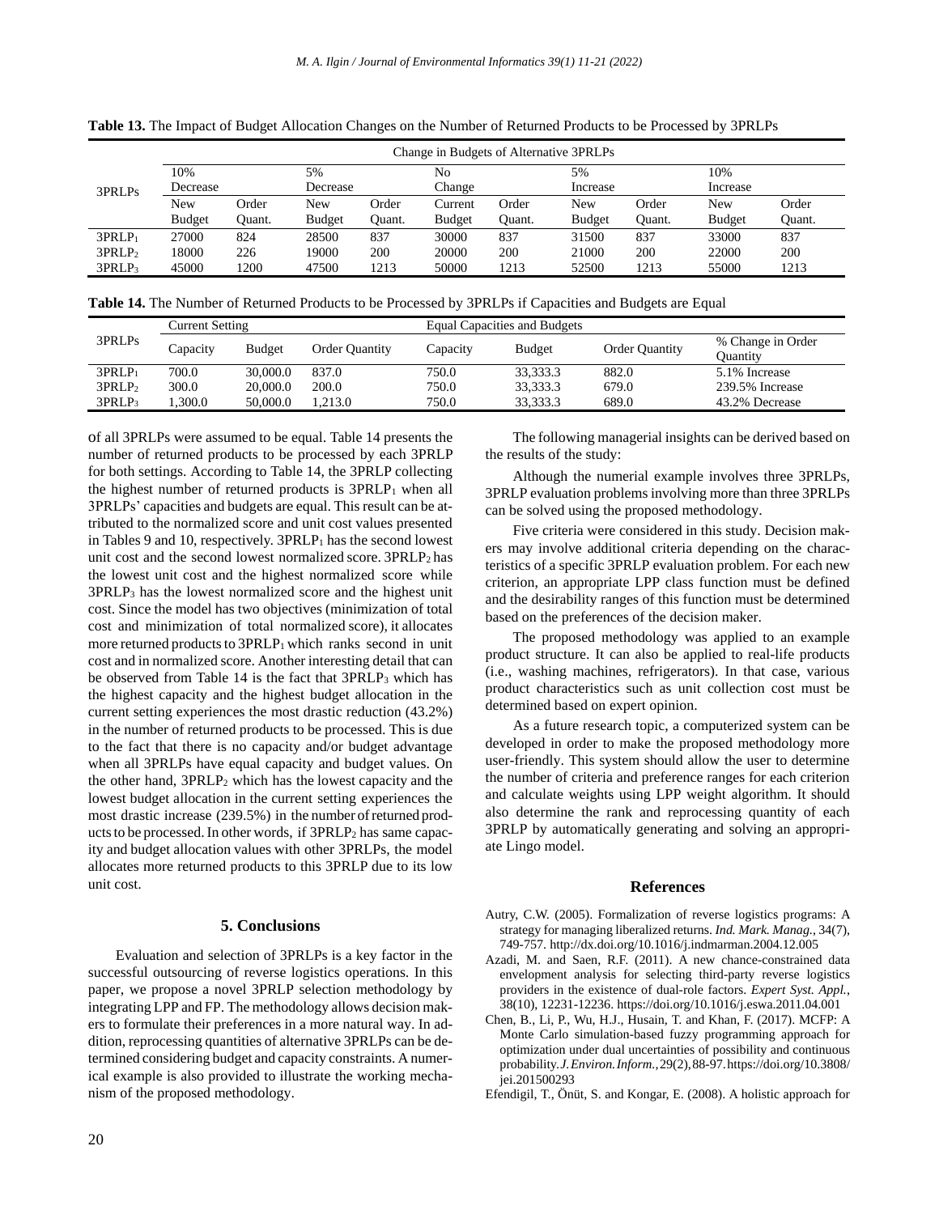**Table 13.** The Impact of Budget Allocation Changes on the Number of Returned Products to be Processed by 3PRLPs

| 3PRLPs | Change in Budgets of Alternative 3PRLPs | | | | | | | | | |
|---|---|---|---|---|---|---|---|---|---|---|
| | 10% Decrease | | 5% Decrease | | No Change | | 5% Increase | | 10% Increase | |
| | New Budget | Order Quant. | New Budget | Order Quant. | Current Budget | Order Quant. | New Budget | Order Quant. | New Budget | Order Quant. |
| $3PRLP_1$ | 27000 | 824 | 28500 | 837 | 30000 | 837 | 31500 | 837 | 33000 | 837 |
| $3PRLP_2$ | 18000 | 226 | 19000 | 200 | 20000 | 200 | 21000 | 200 | 22000 | 200 |
| $3PRLP_3$ | 45000 | 1200 | 47500 | 1213 | 50000 | 1213 | 52500 | 1213 | 55000 | 1213 |

**Table 14.** The Number of Returned Products to be Processed by 3PRLPs if Capacities and Budgets are Equal

| 3PRLPs | Current Setting | | | Equal Capacities and Budgets | | | |
|---|---|---|---|---|---|---|---|
| | Capacity | Budget | Order Quantity | Capacity | Budget | Order Quantity | % Change in Order Quantity |
| $3PRLP_1$ | 700.0 | 30,000.0 | 837.0 | 750.0 | 33,333.3 | 882.0 | 5.1% Increase |
| $3PRLP_2$ | 300.0 | 20,000.0 | 200.0 | 750.0 | 33,333.3 | 679.0 | 239.5% Increase |
| $3PRLP_3$ | 1,300.0 | 50,000.0 | 1,213.0 | 750.0 | 33,333.3 | 689.0 | 43.2% Decrease |

of all 3PRLPs were assumed to be equal. Table 14 presents the number of returned products to be processed by each 3PRLP for both settings. According to Table 14, the 3PRLP collecting the highest number of returned products is $3PRLP_1$ when all 3PRLPs' capacities and budgets are equal. This result can be attributed to the normalized score and unit cost values presented in Tables 9 and 10, respectively. $3PRLP_1$ has the second lowest unit cost and the second lowest normalized score. $3PRLP_2$ has the lowest unit cost and the highest normalized score while $3PRLP_3$ has the lowest normalized score and the highest unit cost. Since the model has two objectives (minimization of total cost and minimization of total normalized score), it allocates more returned products to $3PRLP_1$ which ranks second in unit cost and in normalized score. Another interesting detail that can be observed from Table 14 is the fact that $3PRLP_3$ which has the highest capacity and the highest budget allocation in the current setting experiences the most drastic reduction (43.2%) in the number of returned products to be processed. This is due to the fact that there is no capacity and/or budget advantage when all 3PRLPs have equal capacity and budget values. On the other hand, $3PRLP_2$ which has the lowest capacity and the lowest budget allocation in the current setting experiences the most drastic increase (239.5%) in the number of returned products to be processed. In other words, if $3PRLP_2$ has same capacity and budget allocation values with other 3PRLPs, the model allocates more returned products to this 3PRLP due to its low unit cost.

## 5. Conclusions

Evaluation and selection of 3PRLPs is a key factor in the successful outsourcing of reverse logistics operations. In this paper, we propose a novel 3PRLP selection methodology by integrating LPP and FP. The methodology allows decision makers to formulate their preferences in a more natural way. In addition, reprocessing quantities of alternative 3PRLPs can be determined considering budget and capacity constraints. A numerical example is also provided to illustrate the working mechanism of the proposed methodology.

The following managerial insights can be derived based on the results of the study:

Although the numerial example involves three 3PRLPs, 3PRLP evaluation problems involving more than three 3PRLPs can be solved using the proposed methodology.

Five criteria were considered in this study. Decision makers may involve additional criteria depending on the characteristics of a specific 3PRLP evaluation problem. For each new criterion, an appropriate LPP class function must be defined and the desirability ranges of this function must be determined based on the preferences of the decision maker.

The proposed methodology was applied to an example product structure. It can also be applied to real-life products (i.e., washing machines, refrigerators). In that case, various product characteristics such as unit collection cost must be determined based on expert opinion.

As a future research topic, a computerized system can be developed in order to make the proposed methodology more user-friendly. This system should allow the user to determine the number of criteria and preference ranges for each criterion and calculate weights using LPP weight algorithm. It should also determine the rank and reprocessing quantity of each 3PRLP by automatically generating and solving an appropriate Lingo model.

## References

Autry, C.W. (2005). Formalization of reverse logistics programs: A strategy for managing liberalized returns. *Ind. Mark. Manag.*, 34(7), 749-757. http://dx.doi.org/10.1016/j.indmarman.2004.12.005

Azadi, M. and Saen, R.F. (2011). A new chance-constrained data envelopment analysis for selecting third-party reverse logistics providers in the existence of dual-role factors. *Expert Syst. Appl.*, 38(10), 12231-12236. https://doi.org/10.1016/j.eswa.2011.04.001

Chen, B., Li, P., Wu, H.J., Husain, T. and Khan, F. (2017). MCFP: A Monte Carlo simulation-based fuzzy programming approach for optimization under dual uncertainties of possibility and continuous probability. *J. Environ. Inform.*, 29(2), 88-97. https://doi.org/10.3808/jei.201500293

Efendigil, T., Önüt, S. and Kongar, E. (2008). A holistic approach for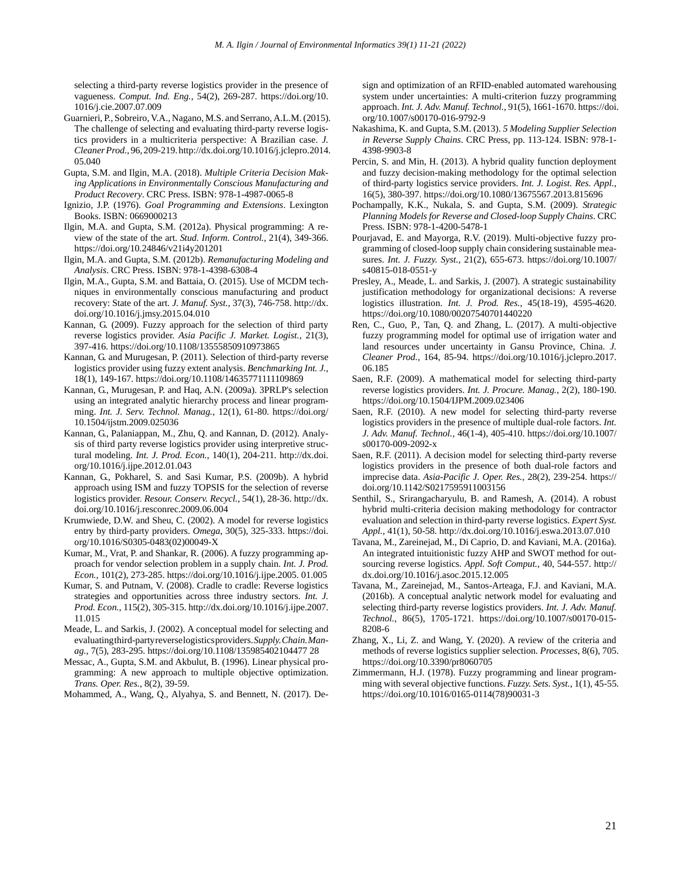selecting a third-party reverse logistics provider in the presence of vagueness. *Comput. Ind. Eng.*, 54(2), 269-287. https://doi.org/10.1016/j.cie.2007.07.009

Guarnieri, P., Sobreiro, V.A., Nagano, M.S. and Serrano, A.L.M. (2015). The challenge of selecting and evaluating third-party reverse logistics providers in a multicriteria perspective: A Brazilian case. *J. Cleaner Prod.*, 96, 209-219. http://dx.doi.org/10.1016/j.jclepro.2014.05.040

Gupta, S.M. and Ilgin, M.A. (2018). *Multiple Criteria Decision Making Applications in Environmentally Conscious Manufacturing and Product Recovery*. CRC Press. ISBN: 978-1-4987-0065-8

Ignizio, J.P. (1976). *Goal Programming and Extensions*. Lexington Books. ISBN: 0669000213

Ilgin, M.A. and Gupta, S.M. (2012a). Physical programming: A review of the state of the art. *Stud. Inform. Control.*, 21(4), 349-366. https://doi.org/10.24846/v21i4y201201

Ilgin, M.A. and Gupta, S.M. (2012b). *Remanufacturing Modeling and Analysis*. CRC Press. ISBN: 978-1-4398-6308-4

Ilgin, M.A., Gupta, S.M. and Battaia, O. (2015). Use of MCDM techniques in environmentally conscious manufacturing and product recovery: State of the art. *J. Manuf. Syst.*, 37(3), 746-758. http://dx.doi.org/10.1016/j.jmsy.2015.04.010

Kannan, G. (2009). Fuzzy approach for the selection of third party reverse logistics provider. *Asia Pacific J. Market. Logist.*, 21(3), 397-416. https://doi.org/10.1108/13555850910973865

Kannan, G. and Murugesan, P. (2011). Selection of third-party reverse logistics provider using fuzzy extent analysis. *Benchmarking Int. J.*, 18(1), 149-167. https://doi.org/10.1108/14635771111109869

Kannan, G., Murugesan, P. and Haq, A.N. (2009a). 3PRLP's selection using an integrated analytic hierarchy process and linear programming. *Int. J. Serv. Technol. Manag.*, 12(1), 61-80. https://doi.org/10.1504/ijstm.2009.025036

Kannan, G., Palaniappan, M., Zhu, Q. and Kannan, D. (2012). Analysis of third party reverse logistics provider using interpretive structural modeling. *Int. J. Prod. Econ.*, 140(1), 204-211. http://dx.doi.org/10.1016/j.ijpe.2012.01.043

Kannan, G., Pokharel, S. and Sasi Kumar, P.S. (2009b). A hybrid approach using ISM and fuzzy TOPSIS for the selection of reverse logistics provider. *Resour. Conserv. Recycl.*, 54(1), 28-36. http://dx.doi.org/10.1016/j.resconrec.2009.06.004

Krumwiede, D.W. and Sheu, C. (2002). A model for reverse logistics entry by third-party providers. *Omega*, 30(5), 325-333. https://doi.org/10.1016/S0305-0483(02)00049-X

Kumar, M., Vrat, P. and Shankar, R. (2006). A fuzzy programming approach for vendor selection problem in a supply chain. *Int. J. Prod. Econ.*, 101(2), 273-285. https://doi.org/10.1016/j.ijpe.2005.01.005

Kumar, S. and Putnam, V. (2008). Cradle to cradle: Reverse logistics strategies and opportunities across three industry sectors. *Int. J. Prod. Econ.*, 115(2), 305-315. http://dx.doi.org/10.1016/j.ijpe.2007.11.015

Meade, L. and Sarkis, J. (2002). A conceptual model for selecting and evaluating third-party reverse logistics providers. *Supply. Chain. Manag.*, 7(5), 283-295. https://doi.org/10.1108/135985402104477 28

Messac, A., Gupta, S.M. and Akbulut, B. (1996). Linear physical programming: A new approach to multiple objective optimization. *Trans. Oper. Res.*, 8(2), 39-59.

Mohammed, A., Wang, Q., Alyahya, S. and Bennett, N. (2017). Design and optimization of an RFID-enabled automated warehousing system under uncertainties: A multi-criterion fuzzy programming approach. *Int. J. Adv. Manuf. Technol.*, 91(5), 1661-1670. https://doi.org/10.1007/s00170-016-9792-9

Nakashima, K. and Gupta, S.M. (2013). *5 Modeling Supplier Selection in Reverse Supply Chains*. CRC Press, pp. 113-124. ISBN: 978-1-4398-9903-8

Percin, S. and Min, H. (2013). A hybrid quality function deployment and fuzzy decision-making methodology for the optimal selection of third-party logistics service providers. *Int. J. Logist. Res. Appl.*, 16(5), 380-397. https://doi.org/10.1080/13675567.2013.815696

Pochampally, K.K., Nukala, S. and Gupta, S.M. (2009). *Strategic Planning Models for Reverse and Closed-loop Supply Chains*. CRC Press. ISBN: 978-1-4200-5478-1

Pourjavad, E. and Mayorga, R.V. (2019). Multi-objective fuzzy programming of closed-loop supply chain considering sustainable measures. *Int. J. Fuzzy. Syst.*, 21(2), 655-673. https://doi.org/10.1007/s40815-018-0551-y

Presley, A., Meade, L. and Sarkis, J. (2007). A strategic sustainability justification methodology for organizational decisions: A reverse logistics illustration. *Int. J. Prod. Res.*, 45(18-19), 4595-4620. https://doi.org/10.1080/00207540701440220

Ren, C., Guo, P., Tan, Q. and Zhang, L. (2017). A multi-objective fuzzy programming model for optimal use of irrigation water and land resources under uncertainty in Gansu Province, China. *J. Cleaner Prod.*, 164, 85-94. https://doi.org/10.1016/j.jclepro.2017.06.185

Saen, R.F. (2009). A mathematical model for selecting third-party reverse logistics providers. *Int. J. Procure. Manag.*, 2(2), 180-190. https://doi.org/10.1504/IJPM.2009.023406

Saen, R.F. (2010). A new model for selecting third-party reverse logistics providers in the presence of multiple dual-role factors. *Int. J. Adv. Manuf. Technol.*, 46(1-4), 405-410. https://doi.org/10.1007/s00170-009-2092-x

Saen, R.F. (2011). A decision model for selecting third-party reverse logistics providers in the presence of both dual-role factors and imprecise data. *Asia-Pacific J. Oper. Res.*, 28(2), 239-254. https://doi.org/10.1142/S0217595911003156

Senthil, S., Srirangacharyulu, B. and Ramesh, A. (2014). A robust hybrid multi-criteria decision making methodology for contractor evaluation and selection in third-party reverse logistics. *Expert Syst. Appl.*, 41(1), 50-58. http://dx.doi.org/10.1016/j.eswa.2013.07.010

Tavana, M., Zareinejad, M., Di Caprio, D. and Kaviani, M.A. (2016a). An integrated intuitionistic fuzzy AHP and SWOT method for outsourcing reverse logistics. *Appl. Soft Comput.*, 40, 544-557. http://dx.doi.org/10.1016/j.asoc.2015.12.005

Tavana, M., Zareinejad, M., Santos-Arteaga, F.J. and Kaviani, M.A. (2016b). A conceptual analytic network model for evaluating and selecting third-party reverse logistics providers. *Int. J. Adv. Manuf. Technol.*, 86(5), 1705-1721. https://doi.org/10.1007/s00170-015-8208-6

Zhang, X., Li, Z. and Wang, Y. (2020). A review of the criteria and methods of reverse logistics supplier selection. *Processes*, 8(6), 705. https://doi.org/10.3390/pr8060705

Zimmermann, H.J. (1978). Fuzzy programming and linear programming with several objective functions. *Fuzzy. Sets. Syst.*, 1(1), 45-55. https://doi.org/10.1016/0165-0114(78)90031-3